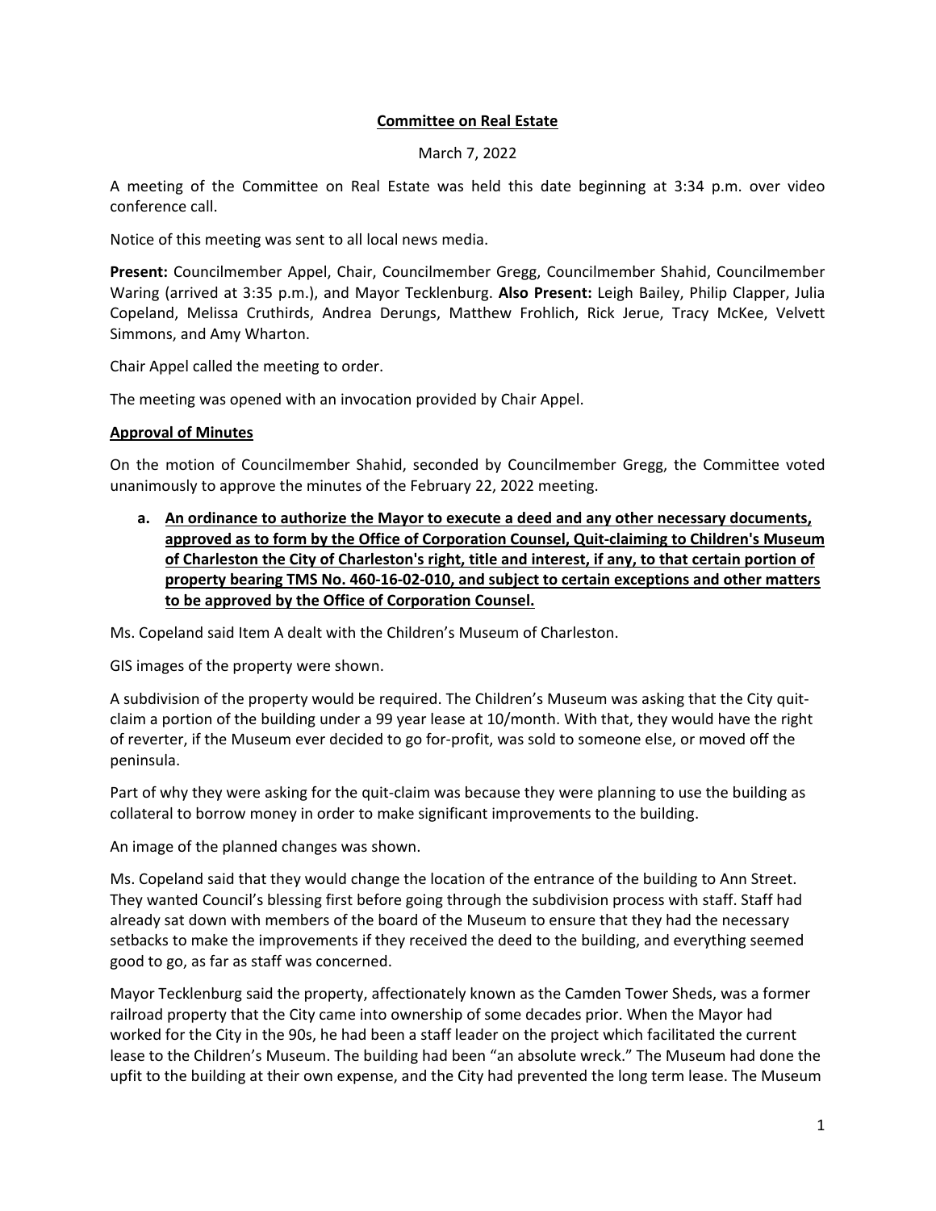**Committee on Real Estate**

March 7, 2022

A meeting of the Committee on Real Estate was held this date beginning at 3:34 p.m. over video conference call.

Notice of this meeting was sent to all local news media.

**Present:** Councilmember Appel, Chair, Councilmember Gregg, Councilmember Shahid, Councilmember Waring (arrived at 3:35 p.m.), and Mayor Tecklenburg. **Also Present:** Leigh Bailey, Philip Clapper, Julia Copeland, Melissa Cruthirds, Andrea Derungs, Matthew Frohlich, Rick Jerue, Tracy McKee, Velvett Simmons, and Amy Wharton.

Chair Appel called the meeting to order.

The meeting was opened with an invocation provided by Chair Appel.

**Approval of Minutes**

On the motion of Councilmember Shahid, seconded by Councilmember Gregg, the Committee voted unanimously to approve the minutes of the February 22, 2022 meeting.

**a. An ordinance to authorize the Mayor to execute a deed and any other necessary documents, approved as to form by the Office of Corporation Counsel, Quit-claiming to Children's Museum of Charleston the City of Charleston's right, title and interest, if any, to that certain portion of property bearing TMS No. 460-16-02-010, and subject to certain exceptions and other matters to be approved by the Office of Corporation Counsel.**

Ms. Copeland said Item A dealt with the Children's Museum of Charleston.

GIS images of the property were shown.

A subdivision of the property would be required. The Children's Museum was asking that the City quit-claim a portion of the building under a 99 year lease at 10/month. With that, they would have the right of reverter, if the Museum ever decided to go for-profit, was sold to someone else, or moved off the peninsula.

Part of why they were asking for the quit-claim was because they were planning to use the building as collateral to borrow money in order to make significant improvements to the building.

An image of the planned changes was shown.

Ms. Copeland said that they would change the location of the entrance of the building to Ann Street. They wanted Council's blessing first before going through the subdivision process with staff. Staff had already sat down with members of the board of the Museum to ensure that they had the necessary setbacks to make the improvements if they received the deed to the building, and everything seemed good to go, as far as staff was concerned.

Mayor Tecklenburg said the property, affectionately known as the Camden Tower Sheds, was a former railroad property that the City came into ownership of some decades prior. When the Mayor had worked for the City in the 90s, he had been a staff leader on the project which facilitated the current lease to the Children's Museum. The building had been "an absolute wreck." The Museum had done the upfit to the building at their own expense, and the City had prevented the long term lease. The Museum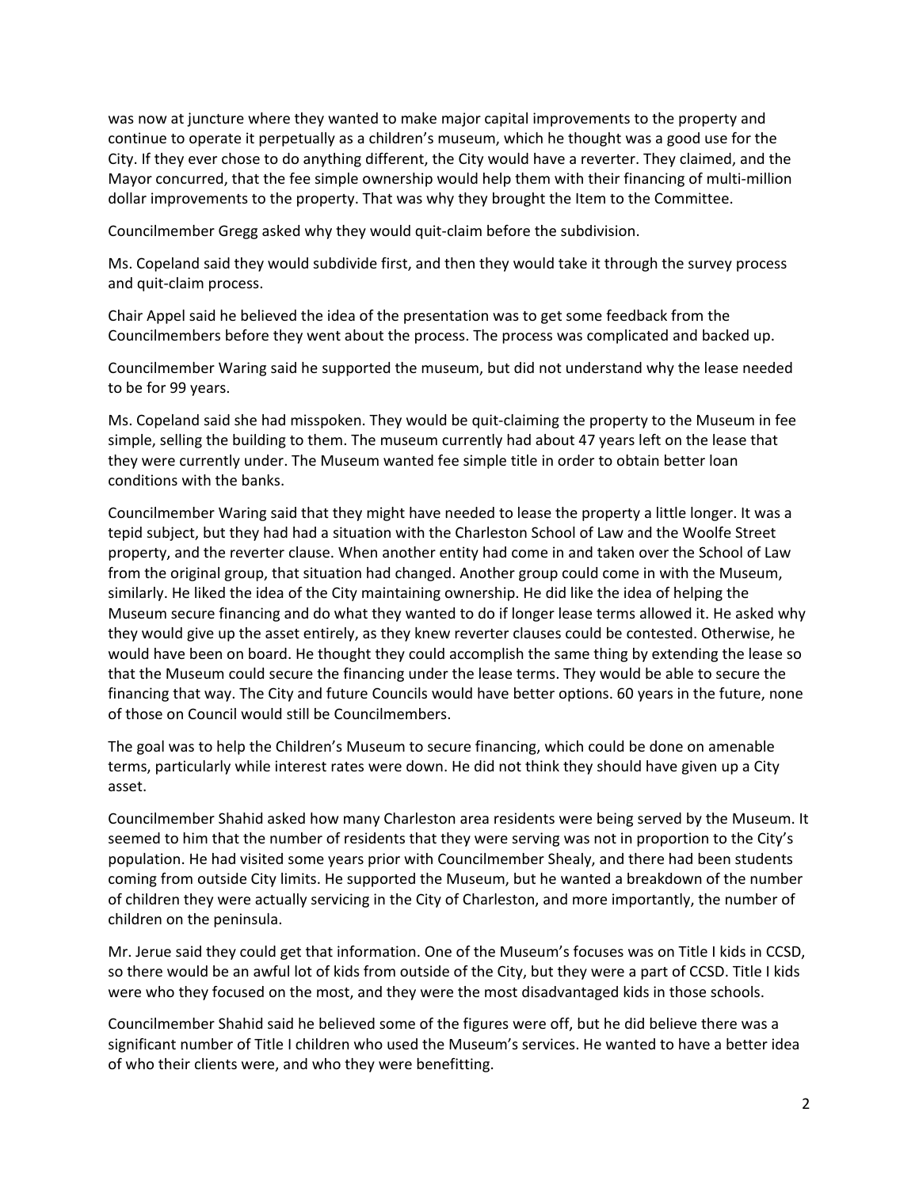was now at juncture where they wanted to make major capital improvements to the property and continue to operate it perpetually as a children's museum, which he thought was a good use for the City. If they ever chose to do anything different, the City would have a reverter. They claimed, and the Mayor concurred, that the fee simple ownership would help them with their financing of multi-million dollar improvements to the property. That was why they brought the Item to the Committee.

Councilmember Gregg asked why they would quit-claim before the subdivision.

Ms. Copeland said they would subdivide first, and then they would take it through the survey process and quit-claim process.

Chair Appel said he believed the idea of the presentation was to get some feedback from the Councilmembers before they went about the process. The process was complicated and backed up.

Councilmember Waring said he supported the museum, but did not understand why the lease needed to be for 99 years.

Ms. Copeland said she had misspoken. They would be quit-claiming the property to the Museum in fee simple, selling the building to them. The museum currently had about 47 years left on the lease that they were currently under. The Museum wanted fee simple title in order to obtain better loan conditions with the banks.

Councilmember Waring said that they might have needed to lease the property a little longer. It was a tepid subject, but they had had a situation with the Charleston School of Law and the Woolfe Street property, and the reverter clause. When another entity had come in and taken over the School of Law from the original group, that situation had changed. Another group could come in with the Museum, similarly. He liked the idea of the City maintaining ownership. He did like the idea of helping the Museum secure financing and do what they wanted to do if longer lease terms allowed it. He asked why they would give up the asset entirely, as they knew reverter clauses could be contested. Otherwise, he would have been on board. He thought they could accomplish the same thing by extending the lease so that the Museum could secure the financing under the lease terms. They would be able to secure the financing that way. The City and future Councils would have better options. 60 years in the future, none of those on Council would still be Councilmembers.

The goal was to help the Children's Museum to secure financing, which could be done on amenable terms, particularly while interest rates were down. He did not think they should have given up a City asset.

Councilmember Shahid asked how many Charleston area residents were being served by the Museum. It seemed to him that the number of residents that they were serving was not in proportion to the City's population. He had visited some years prior with Councilmember Shealy, and there had been students coming from outside City limits. He supported the Museum, but he wanted a breakdown of the number of children they were actually servicing in the City of Charleston, and more importantly, the number of children on the peninsula.

Mr. Jerue said they could get that information. One of the Museum's focuses was on Title I kids in CCSD, so there would be an awful lot of kids from outside of the City, but they were a part of CCSD. Title I kids were who they focused on the most, and they were the most disadvantaged kids in those schools.

Councilmember Shahid said he believed some of the figures were off, but he did believe there was a significant number of Title I children who used the Museum's services. He wanted to have a better idea of who their clients were, and who they were benefitting.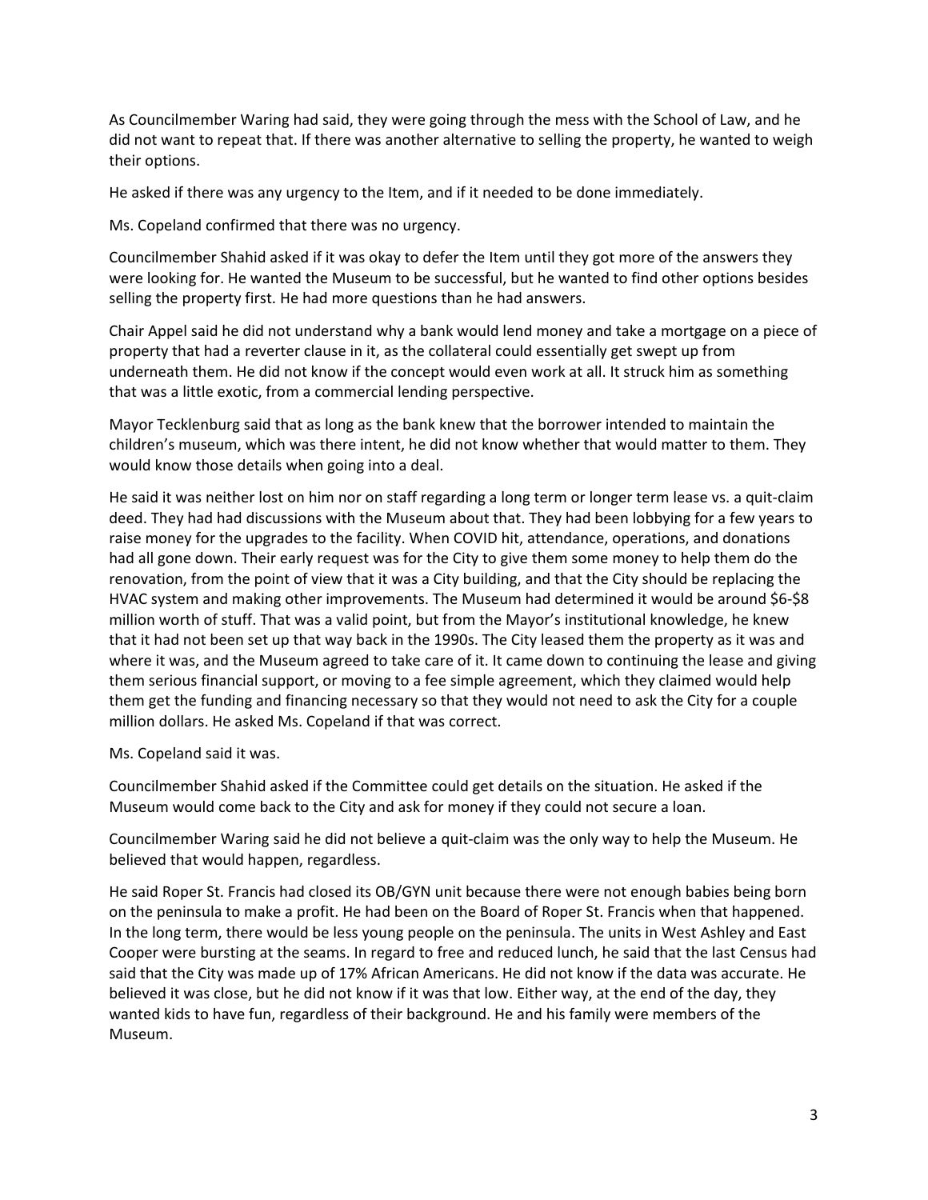As Councilmember Waring had said, they were going through the mess with the School of Law, and he did not want to repeat that. If there was another alternative to selling the property, he wanted to weigh their options.

He asked if there was any urgency to the Item, and if it needed to be done immediately.

Ms. Copeland confirmed that there was no urgency.

Councilmember Shahid asked if it was okay to defer the Item until they got more of the answers they were looking for. He wanted the Museum to be successful, but he wanted to find other options besides selling the property first. He had more questions than he had answers.

Chair Appel said he did not understand why a bank would lend money and take a mortgage on a piece of property that had a reverter clause in it, as the collateral could essentially get swept up from underneath them. He did not know if the concept would even work at all. It struck him as something that was a little exotic, from a commercial lending perspective.

Mayor Tecklenburg said that as long as the bank knew that the borrower intended to maintain the children's museum, which was there intent, he did not know whether that would matter to them. They would know those details when going into a deal.

He said it was neither lost on him nor on staff regarding a long term or longer term lease vs. a quit-claim deed. They had had discussions with the Museum about that. They had been lobbying for a few years to raise money for the upgrades to the facility. When COVID hit, attendance, operations, and donations had all gone down. Their early request was for the City to give them some money to help them do the renovation, from the point of view that it was a City building, and that the City should be replacing the HVAC system and making other improvements. The Museum had determined it would be around $6-$8 million worth of stuff. That was a valid point, but from the Mayor's institutional knowledge, he knew that it had not been set up that way back in the 1990s. The City leased them the property as it was and where it was, and the Museum agreed to take care of it. It came down to continuing the lease and giving them serious financial support, or moving to a fee simple agreement, which they claimed would help them get the funding and financing necessary so that they would not need to ask the City for a couple million dollars. He asked Ms. Copeland if that was correct.

Ms. Copeland said it was.

Councilmember Shahid asked if the Committee could get details on the situation. He asked if the Museum would come back to the City and ask for money if they could not secure a loan.

Councilmember Waring said he did not believe a quit-claim was the only way to help the Museum. He believed that would happen, regardless.

He said Roper St. Francis had closed its OB/GYN unit because there were not enough babies being born on the peninsula to make a profit. He had been on the Board of Roper St. Francis when that happened. In the long term, there would be less young people on the peninsula. The units in West Ashley and East Cooper were bursting at the seams. In regard to free and reduced lunch, he said that the last Census had said that the City was made up of 17% African Americans. He did not know if the data was accurate. He believed it was close, but he did not know if it was that low. Either way, at the end of the day, they wanted kids to have fun, regardless of their background. He and his family were members of the Museum.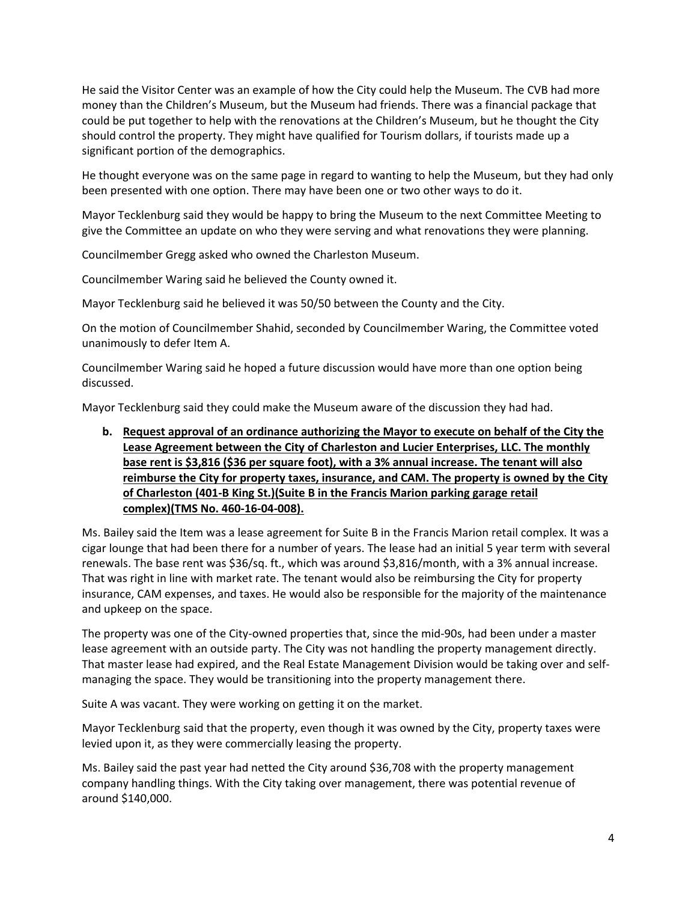He said the Visitor Center was an example of how the City could help the Museum. The CVB had more money than the Children's Museum, but the Museum had friends. There was a financial package that could be put together to help with the renovations at the Children's Museum, but he thought the City should control the property. They might have qualified for Tourism dollars, if tourists made up a significant portion of the demographics.

He thought everyone was on the same page in regard to wanting to help the Museum, but they had only been presented with one option. There may have been one or two other ways to do it.

Mayor Tecklenburg said they would be happy to bring the Museum to the next Committee Meeting to give the Committee an update on who they were serving and what renovations they were planning.

Councilmember Gregg asked who owned the Charleston Museum.

Councilmember Waring said he believed the County owned it.

Mayor Tecklenburg said he believed it was 50/50 between the County and the City.

On the motion of Councilmember Shahid, seconded by Councilmember Waring, the Committee voted unanimously to defer Item A.

Councilmember Waring said he hoped a future discussion would have more than one option being discussed.

Mayor Tecklenburg said they could make the Museum aware of the discussion they had had.

**b. <u>Request approval of an ordinance authorizing the Mayor to execute on behalf of the City the Lease Agreement between the City of Charleston and Lucier Enterprises, LLC. The monthly base rent is $3,816 ($36 per square foot), with a 3% annual increase. The tenant will also reimburse the City for property taxes, insurance, and CAM. The property is owned by the City of Charleston (401-B King St.)(Suite B in the Francis Marion parking garage retail complex)(TMS No. 460-16-04-008).</u>**

Ms. Bailey said the Item was a lease agreement for Suite B in the Francis Marion retail complex. It was a cigar lounge that had been there for a number of years. The lease had an initial 5 year term with several renewals. The base rent was $36/sq. ft., which was around $3,816/month, with a 3% annual increase. That was right in line with market rate. The tenant would also be reimbursing the City for property insurance, CAM expenses, and taxes. He would also be responsible for the majority of the maintenance and upkeep on the space.

The property was one of the City-owned properties that, since the mid-90s, had been under a master lease agreement with an outside party. The City was not handling the property management directly. That master lease had expired, and the Real Estate Management Division would be taking over and self-managing the space. They would be transitioning into the property management there.

Suite A was vacant. They were working on getting it on the market.

Mayor Tecklenburg said that the property, even though it was owned by the City, property taxes were levied upon it, as they were commercially leasing the property.

Ms. Bailey said the past year had netted the City around $36,708 with the property management company handling things. With the City taking over management, there was potential revenue of around $140,000.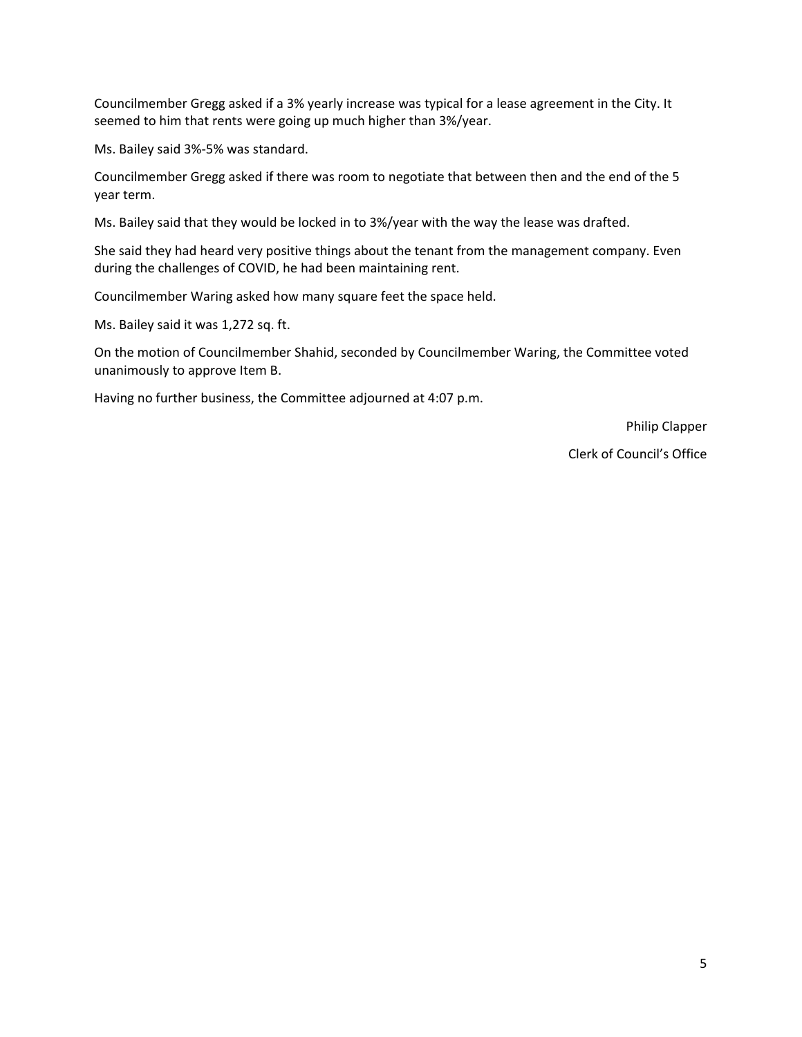Councilmember Gregg asked if a 3% yearly increase was typical for a lease agreement in the City. It seemed to him that rents were going up much higher than 3%/year.

Ms. Bailey said 3%-5% was standard.

Councilmember Gregg asked if there was room to negotiate that between then and the end of the 5 year term.

Ms. Bailey said that they would be locked in to 3%/year with the way the lease was drafted.

She said they had heard very positive things about the tenant from the management company. Even during the challenges of COVID, he had been maintaining rent.

Councilmember Waring asked how many square feet the space held.

Ms. Bailey said it was 1,272 sq. ft.

On the motion of Councilmember Shahid, seconded by Councilmember Waring, the Committee voted unanimously to approve Item B.

Having no further business, the Committee adjourned at 4:07 p.m.

Philip Clapper

Clerk of Council's Office